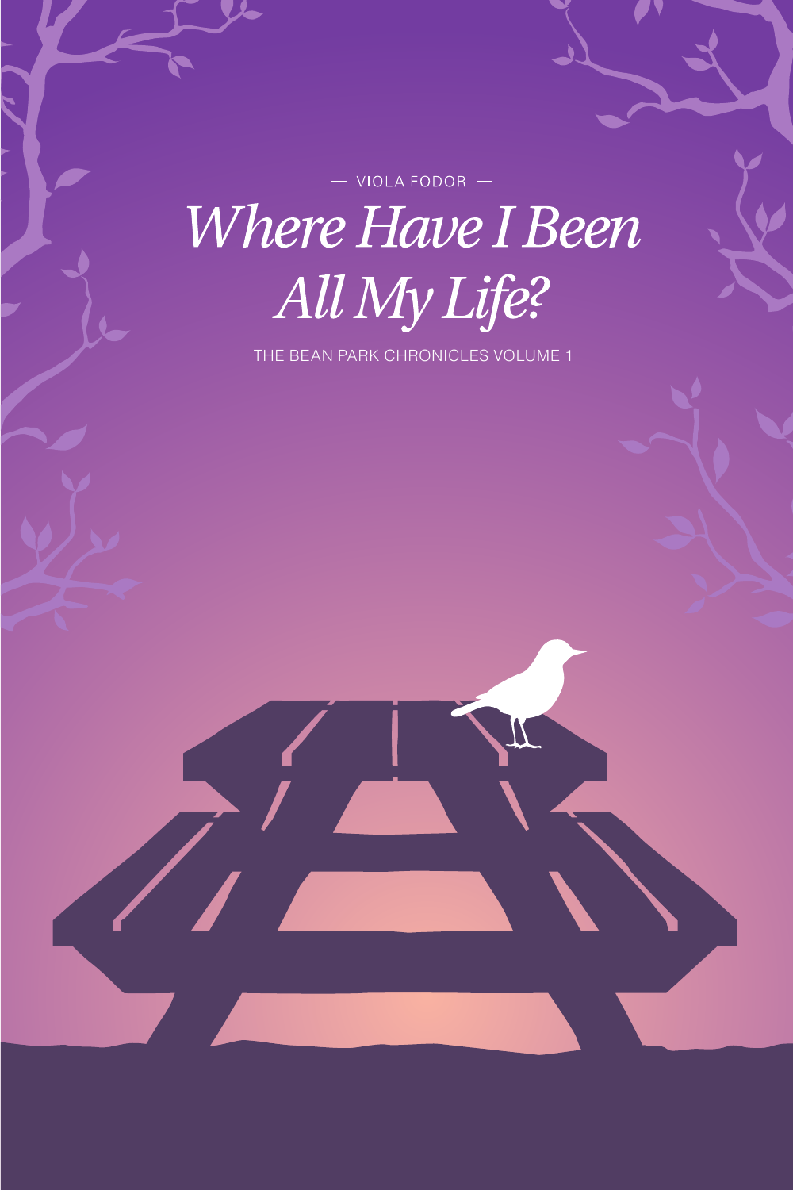— VIOLA FODOR —

# *Where Have I Been All My Life?*

— THE BEAN PARK CHRONICLES VOLUME 1 —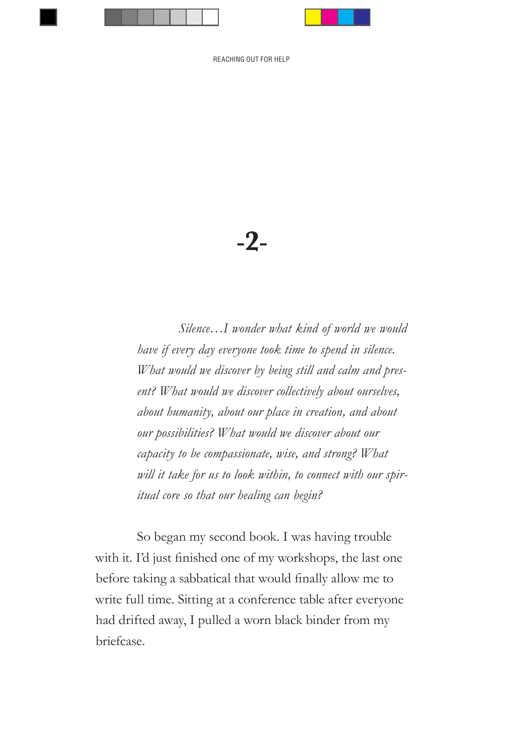# -2-

*Silence…I wonder what kind of world we would have if every day everyone took time to spend in silence. What would we discover by being still and calm and present? What would we discover collectively about ourselves, about humanity, about our place in creation, and about our possibilities? What would we discover about our capacity to be compassionate, wise, and strong? What will it take for us to look within, to connect with our spiritual core so that our healing can begin?*

So began my second book. I was having trouble with it. I'd just finished one of my workshops, the last one before taking a sabbatical that would finally allow me to write full time. Sitting at a conference table after everyone had drifted away, I pulled a worn black binder from my briefcase.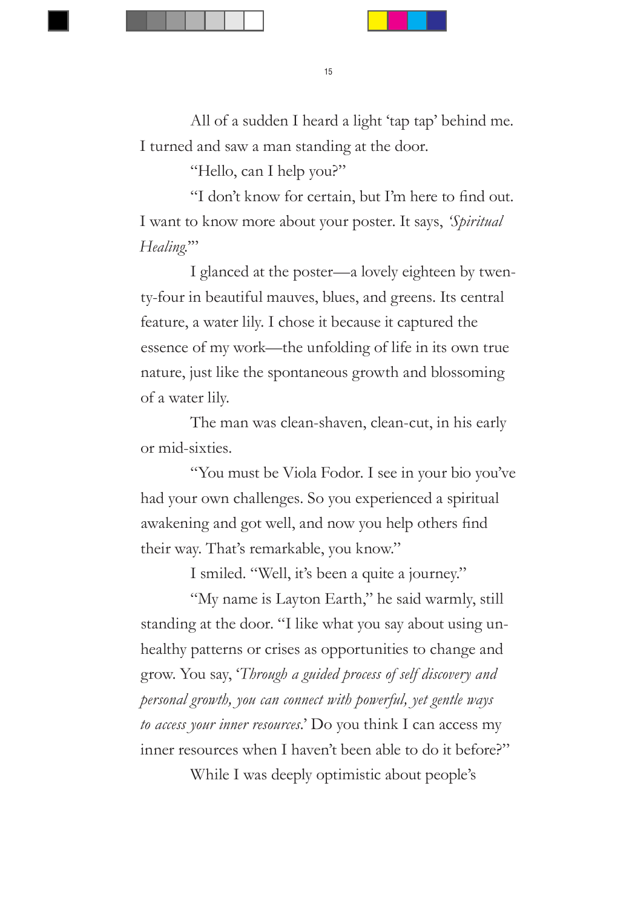All of a sudden I heard a light 'tap tap' behind me. I turned and saw a man standing at the door.

"Hello, can I help you?"

"I don't know for certain, but I'm here to find out. I want to know more about your poster. It says, *'Spiritual Healing.'*"

I glanced at the poster—a lovely eighteen by twenty-four in beautiful mauves, blues, and greens. Its central feature, a water lily. I chose it because it captured the essence of my work—the unfolding of life in its own true nature, just like the spontaneous growth and blossoming of a water lily.

The man was clean-shaven, clean-cut, in his early or mid-sixties.

"You must be Viola Fodor. I see in your bio you've had your own challenges. So you experienced a spiritual awakening and got well, and now you help others find their way. That's remarkable, you know."

I smiled. "Well, it's been a quite a journey."

"My name is Layton Earth," he said warmly, still standing at the door. "I like what you say about using unhealthy patterns or crises as opportunities to change and grow. You say, '*Through a guided process of self discovery and personal growth, you can connect with powerful, yet gentle ways to access your inner resources*.' Do you think I can access my inner resources when I haven't been able to do it before?"

While I was deeply optimistic about people's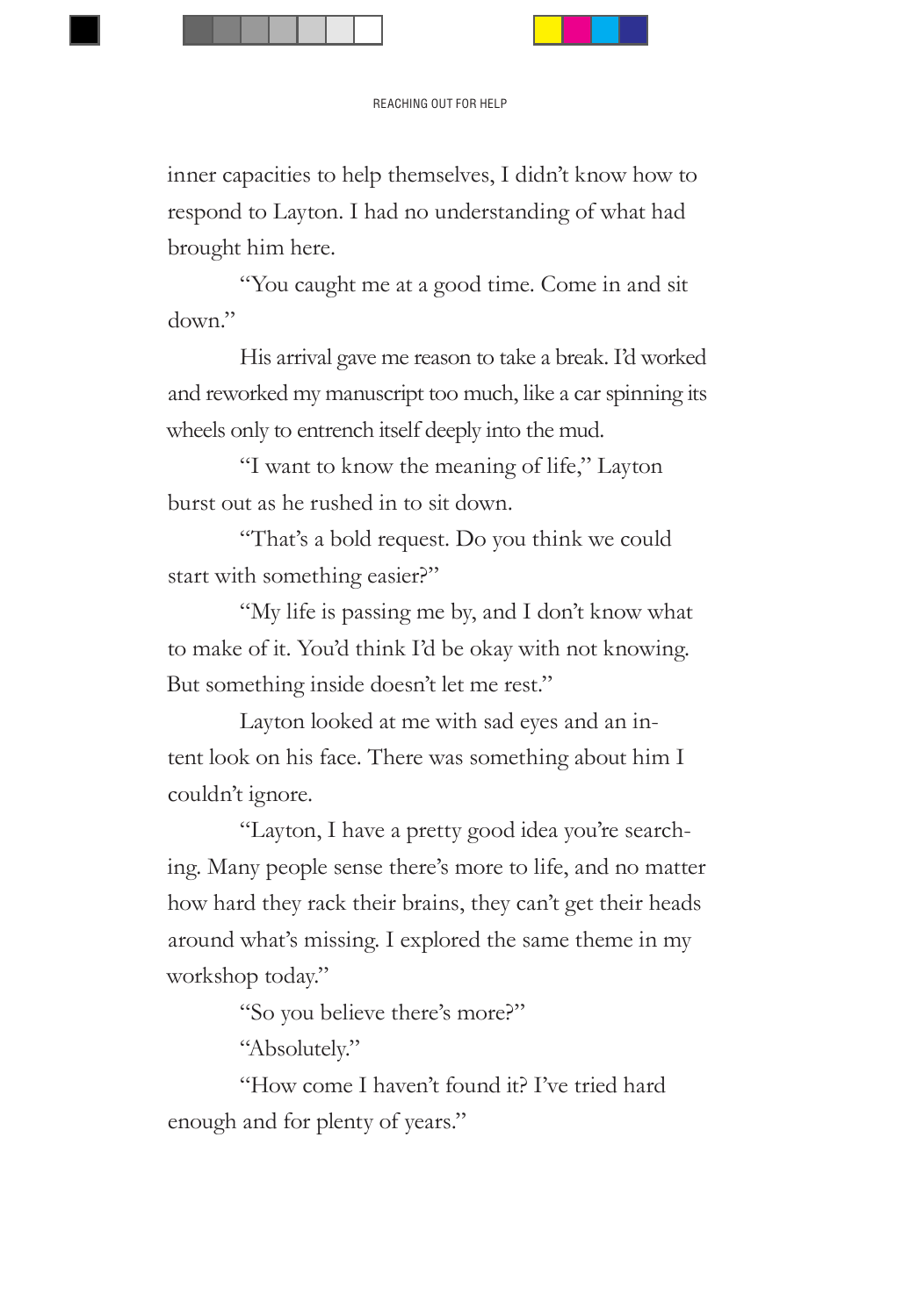inner capacities to help themselves, I didn't know how to respond to Layton. I had no understanding of what had brought him here.

"You caught me at a good time. Come in and sit down."

His arrival gave me reason to take a break. I'd worked and reworked my manuscript too much, like a car spinning its wheels only to entrench itself deeply into the mud.

"I want to know the meaning of life," Layton burst out as he rushed in to sit down.

"That's a bold request. Do you think we could start with something easier?"

"My life is passing me by, and I don't know what to make of it. You'd think I'd be okay with not knowing. But something inside doesn't let me rest."

Layton looked at me with sad eyes and an intent look on his face. There was something about him I couldn't ignore.

"Layton, I have a pretty good idea you're searching. Many people sense there's more to life, and no matter how hard they rack their brains, they can't get their heads around what's missing. I explored the same theme in my workshop today."

"So you believe there's more?"

"Absolutely."

"How come I haven't found it? I've tried hard enough and for plenty of years."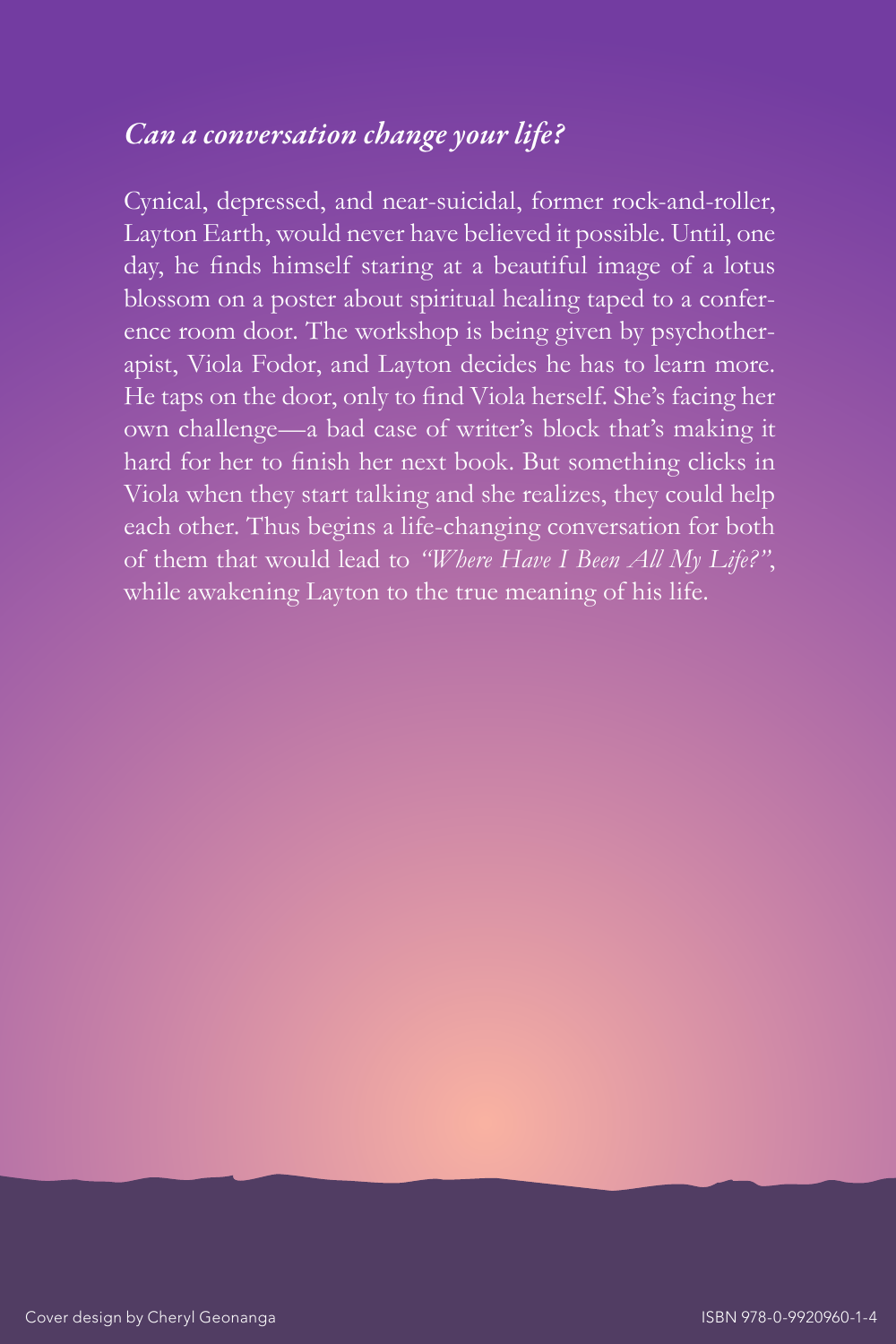***Can a conversation change your life?***

Cynical, depressed, and near-suicidal, former rock-and-roller, Layton Earth, would never have believed it possible. Until, one day, he finds himself staring at a beautiful image of a lotus blossom on a poster about spiritual healing taped to a conference room door. The workshop is being given by psychotherapist, Viola Fodor, and Layton decides he has to learn more. He taps on the door, only to find Viola herself. She's facing her own challenge—a bad case of writer's block that's making it hard for her to finish her next book. But something clicks in Viola when they start talking and she realizes, they could help each other. Thus begins a life-changing conversation for both of them that would lead to *"Where Have I Been All My Life?"*, while awakening Layton to the true meaning of his life.

Cover design by Cheryl Geonanga

ISBN 978-0-9920960-1-4